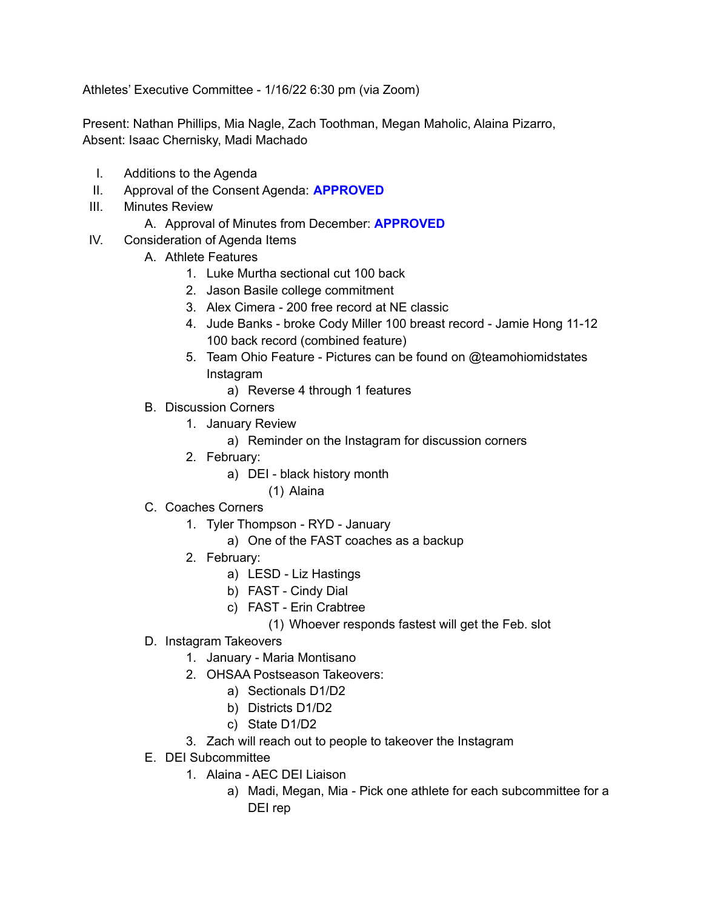Athletes' Executive Committee - 1/16/22 6:30 pm (via Zoom)

Present: Nathan Phillips, Mia Nagle, Zach Toothman, Megan Maholic, Alaina Pizarro,
Absent: Isaac Chernisky, Madi Machado

I. Additions to the Agenda
II. Approval of the Consent Agenda: **APPROVED**
III. Minutes Review
    A. Approval of Minutes from December: **APPROVED**
IV. Consideration of Agenda Items
    A. Athlete Features
        1. Luke Murtha sectional cut 100 back
        2. Jason Basile college commitment
        3. Alex Cimera - 200 free record at NE classic
        4. Jude Banks - broke Cody Miller 100 breast record - Jamie Hong 11-12 100 back record (combined feature)
        5. Team Ohio Feature - Pictures can be found on @teamohiomidstates Instagram
            a) Reverse 4 through 1 features
    B. Discussion Corners
        1. January Review
            a) Reminder on the Instagram for discussion corners
        2. February:
            a) DEI - black history month
                (1) Alaina
    C. Coaches Corners
        1. Tyler Thompson - RYD - January
            a) One of the FAST coaches as a backup
        2. February:
            a) LESD - Liz Hastings
            b) FAST - Cindy Dial
            c) FAST - Erin Crabtree
                (1) Whoever responds fastest will get the Feb. slot
    D. Instagram Takeovers
        1. January - Maria Montisano
        2. OHSAA Postseason Takeovers:
            a) Sectionals D1/D2
            b) Districts D1/D2
            c) State D1/D2
        3. Zach will reach out to people to takeover the Instagram
    E. DEI Subcommittee
        1. Alaina - AEC DEI Liaison
            a) Madi, Megan, Mia - Pick one athlete for each subcommittee for a DEI rep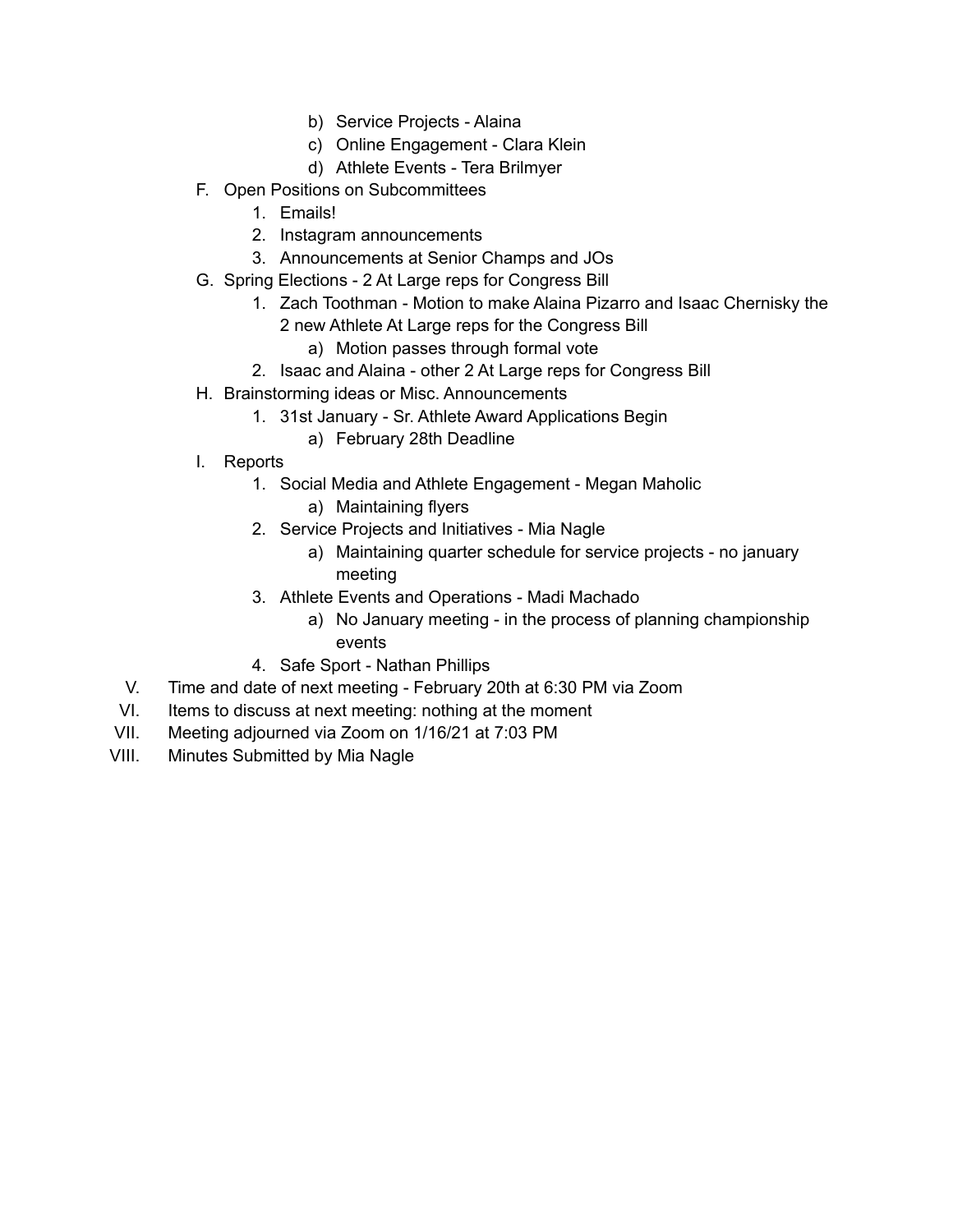b) Service Projects - Alaina
        c) Online Engagement - Clara Klein
        d) Athlete Events - Tera Brilmyer

F. Open Positions on Subcommittees
    1. Emails!
    2. Instagram announcements
    3. Announcements at Senior Champs and JOs

G. Spring Elections - 2 At Large reps for Congress Bill
    1. Zach Toothman - Motion to make Alaina Pizarro and Isaac Chernisky the 2 new Athlete At Large reps for the Congress Bill
        a) Motion passes through formal vote
    2. Isaac and Alaina - other 2 At Large reps for Congress Bill

H. Brainstorming ideas or Misc. Announcements
    1. 31st January - Sr. Athlete Award Applications Begin
        a) February 28th Deadline

I. Reports
    1. Social Media and Athlete Engagement - Megan Maholic
        a) Maintaining flyers
    2. Service Projects and Initiatives - Mia Nagle
        a) Maintaining quarter schedule for service projects - no january meeting
    3. Athlete Events and Operations - Madi Machado
        a) No January meeting - in the process of planning championship events
    4. Safe Sport - Nathan Phillips

V. Time and date of next meeting - February 20th at 6:30 PM via Zoom

VI. Items to discuss at next meeting: nothing at the moment

VII. Meeting adjourned via Zoom on 1/16/21 at 7:03 PM

VIII. Minutes Submitted by Mia Nagle